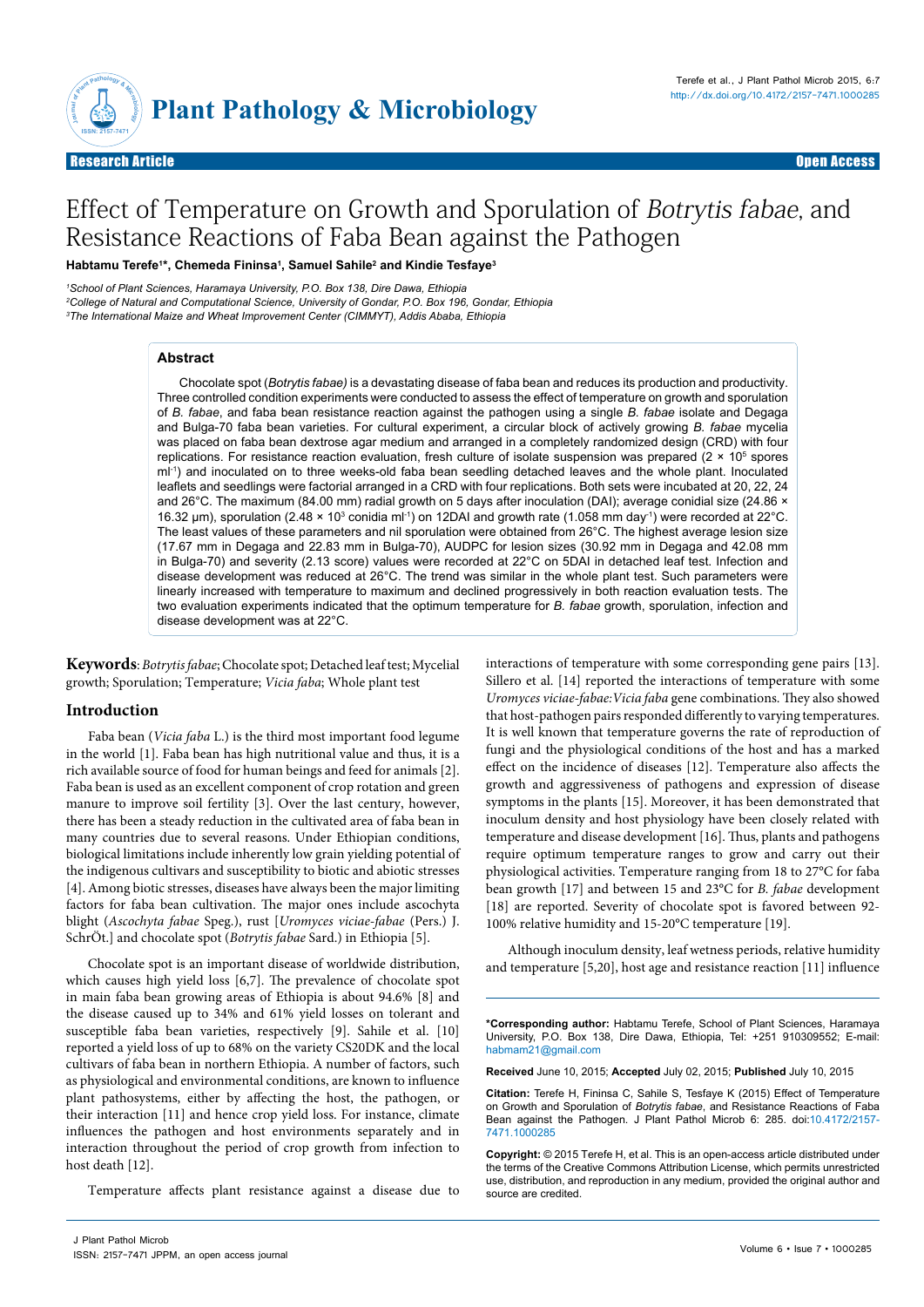Research Article Open Access

# Effect of Temperature on Growth and Sporulation of *Botrytis fabae*, and Resistance Reactions of Faba Bean against the Pathogen

**Habtamu Terefe[1]*, Chemeda Fininsa[1], Samuel Sahile[2] and Kindie Tesfaye[3]**

[1]School of Plant Sciences, Haramaya University, P.O. Box 138, Dire Dawa, Ethiopia
[2]College of Natural and Computational Science, University of Gondar, P.O. Box 196, Gondar, Ethiopia
[3]The International Maize and Wheat Improvement Center (CIMMYT), Addis Ababa, Ethiopia

## Abstract

Chocolate spot (*Botrytis fabae)* is a devastating disease of faba bean and reduces its production and productivity. Three controlled condition experiments were conducted to assess the effect of temperature on growth and sporulation of *B. fabae*, and faba bean resistance reaction against the pathogen using a single *B. fabae* isolate and Degaga and Bulga-70 faba bean varieties. For cultural experiment, a circular block of actively growing *B. fabae* mycelia was placed on faba bean dextrose agar medium and arranged in a completely randomized design (CRD) with four replications. For resistance reaction evaluation, fresh culture of isolate suspension was prepared ($2 \times 10^5$ spores ml$^{-1}$) and inoculated on to three weeks-old faba bean seedling detached leaves and the whole plant. Inoculated leaflets and seedlings were factorial arranged in a CRD with four replications. Both sets were incubated at 20, 22, 24 and 26°C. The maximum (84.00 mm) radial growth on 5 days after inoculation (DAI); average conidial size (24.86 × 16.32 µm), sporulation ($2.48 \times 10^3$ conidia ml$^{-1}$) on 12DAI and growth rate (1.058 mm day$^{-1}$) were recorded at 22°C. The least values of these parameters and nil sporulation were obtained from 26°C. The highest average lesion size (17.67 mm in Degaga and 22.83 mm in Bulga-70), AUDPC for lesion sizes (30.92 mm in Degaga and 42.08 mm in Bulga-70) and severity (2.13 score) values were recorded at 22°C on 5DAI in detached leaf test. Infection and disease development was reduced at 26°C. The trend was similar in the whole plant test. Such parameters were linearly increased with temperature to maximum and declined progressively in both reaction evaluation tests. The two evaluation experiments indicated that the optimum temperature for *B. fabae* growth, sporulation, infection and disease development was at 22°C.

**Keywords**: *Botrytis fabae*; Chocolate spot; Detached leaf test; Mycelial growth; Sporulation; Temperature; *Vicia faba*; Whole plant test

## Introduction

Faba bean (*Vicia faba* L.) is the third most important food legume in the world [1]. Faba bean has high nutritional value and thus, it is a rich available source of food for human beings and feed for animals [2]. Faba bean is used as an excellent component of crop rotation and green manure to improve soil fertility [3]. Over the last century, however, there has been a steady reduction in the cultivated area of faba bean in many countries due to several reasons. Under Ethiopian conditions, biological limitations include inherently low grain yielding potential of the indigenous cultivars and susceptibility to biotic and abiotic stresses [4]. Among biotic stresses, diseases have always been the major limiting factors for faba bean cultivation. The major ones include ascochyta blight (*Ascochyta fabae* Speg.), rust [*Uromyces viciae-fabae* (Pers.) J. SchrÖt.] and chocolate spot (*Botrytis fabae* Sard.) in Ethiopia [5].

Chocolate spot is an important disease of worldwide distribution, which causes high yield loss [6,7]. The prevalence of chocolate spot in main faba bean growing areas of Ethiopia is about 94.6% [8] and the disease caused up to 34% and 61% yield losses on tolerant and susceptible faba bean varieties, respectively [9]. Sahile et al. [10] reported a yield loss of up to 68% on the variety CS20DK and the local cultivars of faba bean in northern Ethiopia. A number of factors, such as physiological and environmental conditions, are known to influence plant pathosystems, either by affecting the host, the pathogen, or their interaction [11] and hence crop yield loss. For instance, climate influences the pathogen and host environments separately and in interaction throughout the period of crop growth from infection to host death [12].

Temperature affects plant resistance against a disease due to interactions of temperature with some corresponding gene pairs [13]. Sillero et al. [14] reported the interactions of temperature with some *Uromyces viciae-fabae:Vicia faba* gene combinations. They also showed that host-pathogen pairs responded differently to varying temperatures. It is well known that temperature governs the rate of reproduction of fungi and the physiological conditions of the host and has a marked effect on the incidence of diseases [12]. Temperature also affects the growth and aggressiveness of pathogens and expression of disease symptoms in the plants [15]. Moreover, it has been demonstrated that inoculum density and host physiology have been closely related with temperature and disease development [16]. Thus, plants and pathogens require optimum temperature ranges to grow and carry out their physiological activities. Temperature ranging from 18 to 27°C for faba bean growth [17] and between 15 and 23°C for *B. fabae* development [18] are reported. Severity of chocolate spot is favored between 92-100% relative humidity and 15-20°C temperature [19].

Although inoculum density, leaf wetness periods, relative humidity and temperature [5,20], host age and resistance reaction [11] influence

---

***Corresponding author:** Habtamu Terefe, School of Plant Sciences, Haramaya University, P.O. Box 138, Dire Dawa, Ethiopia, Tel: +251 910309552; E-mail: habmam21@gmail.com

**Received** June 10, 2015; **Accepted** July 02, 2015; **Published** July 10, 2015

**Citation:** Terefe H, Fininsa C, Sahile S, Tesfaye K (2015) Effect of Temperature on Growth and Sporulation of *Botrytis fabae*, and Resistance Reactions of Faba Bean against the Pathogen. J Plant Pathol Microb 6: 285. doi:10.4172/2157-7471.1000285

**Copyright:** © 2015 Terefe H, et al. This is an open-access article distributed under the terms of the Creative Commons Attribution License, which permits unrestricted use, distribution, and reproduction in any medium, provided the original author and source are credited.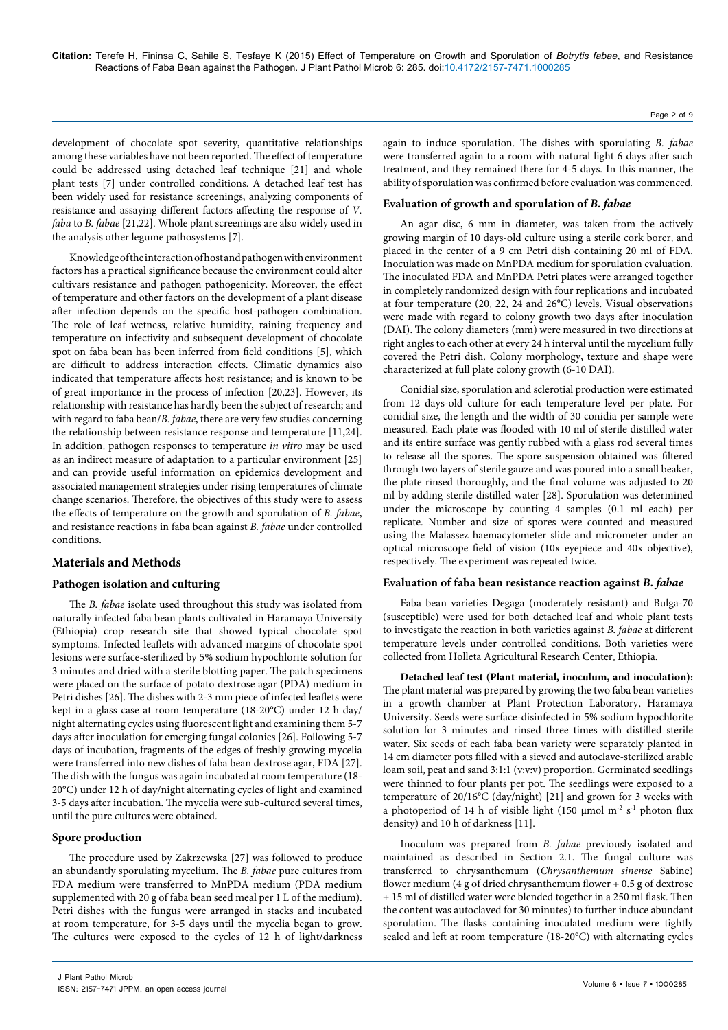development of chocolate spot severity, quantitative relationships among these variables have not been reported. The effect of temperature could be addressed using detached leaf technique [21] and whole plant tests [7] under controlled conditions. A detached leaf test has been widely used for resistance screenings, analyzing components of resistance and assaying different factors affecting the response of *V. faba* to *B. fabae* [21,22]. Whole plant screenings are also widely used in the analysis other legume pathosystems [7].

Knowledge of the interaction of host and pathogen with environment factors has a practical significance because the environment could alter cultivars resistance and pathogen pathogenicity. Moreover, the effect of temperature and other factors on the development of a plant disease after infection depends on the specific host-pathogen combination. The role of leaf wetness, relative humidity, raining frequency and temperature on infectivity and subsequent development of chocolate spot on faba bean has been inferred from field conditions [5], which are difficult to address interaction effects. Climatic dynamics also indicated that temperature affects host resistance; and is known to be of great importance in the process of infection [20,23]. However, its relationship with resistance has hardly been the subject of research; and with regard to faba bean/*B. fabae*, there are very few studies concerning the relationship between resistance response and temperature [11,24]. In addition, pathogen responses to temperature *in vitro* may be used as an indirect measure of adaptation to a particular environment [25] and can provide useful information on epidemics development and associated management strategies under rising temperatures of climate change scenarios. Therefore, the objectives of this study were to assess the effects of temperature on the growth and sporulation of *B. fabae*, and resistance reactions in faba bean against *B. fabae* under controlled conditions.

## Materials and Methods

### Pathogen isolation and culturing

The *B. fabae* isolate used throughout this study was isolated from naturally infected faba bean plants cultivated in Haramaya University (Ethiopia) crop research site that showed typical chocolate spot symptoms. Infected leaflets with advanced margins of chocolate spot lesions were surface-sterilized by 5% sodium hypochlorite solution for 3 minutes and dried with a sterile blotting paper. The patch specimens were placed on the surface of potato dextrose agar (PDA) medium in Petri dishes [26]. The dishes with 2-3 mm piece of infected leaflets were kept in a glass case at room temperature (18-20°C) under 12 h day/night alternating cycles using fluorescent light and examining them 5-7 days after inoculation for emerging fungal colonies [26]. Following 5-7 days of incubation, fragments of the edges of freshly growing mycelia were transferred into new dishes of faba bean dextrose agar, FDA [27]. The dish with the fungus was again incubated at room temperature (18-20°C) under 12 h of day/night alternating cycles of light and examined 3-5 days after incubation. The mycelia were sub-cultured several times, until the pure cultures were obtained.

### Spore production

The procedure used by Zakrzewska [27] was followed to produce an abundantly sporulating mycelium. The *B. fabae* pure cultures from FDA medium were transferred to MnPDA medium (PDA medium supplemented with 20 g of faba bean seed meal per 1 L of the medium). Petri dishes with the fungus were arranged in stacks and incubated at room temperature, for 3-5 days until the mycelia began to grow. The cultures were exposed to the cycles of 12 h of light/darkness again to induce sporulation. The dishes with sporulating *B. fabae* were transferred again to a room with natural light 6 days after such treatment, and they remained there for 4-5 days. In this manner, the ability of sporulation was confirmed before evaluation was commenced.

### Evaluation of growth and sporulation of *B. fabae*

An agar disc, 6 mm in diameter, was taken from the actively growing margin of 10 days-old culture using a sterile cork borer, and placed in the center of a 9 cm Petri dish containing 20 ml of FDA. Inoculation was made on MnPDA medium for sporulation evaluation. The inoculated FDA and MnPDA Petri plates were arranged together in completely randomized design with four replications and incubated at four temperature (20, 22, 24 and 26°C) levels. Visual observations were made with regard to colony growth two days after inoculation (DAI). The colony diameters (mm) were measured in two directions at right angles to each other at every 24 h interval until the mycelium fully covered the Petri dish. Colony morphology, texture and shape were characterized at full plate colony growth (6-10 DAI).

Conidial size, sporulation and sclerotial production were estimated from 12 days-old culture for each temperature level per plate. For conidial size, the length and the width of 30 conidia per sample were measured. Each plate was flooded with 10 ml of sterile distilled water and its entire surface was gently rubbed with a glass rod several times to release all the spores. The spore suspension obtained was filtered through two layers of sterile gauze and was poured into a small beaker, the plate rinsed thoroughly, and the final volume was adjusted to 20 ml by adding sterile distilled water [28]. Sporulation was determined under the microscope by counting 4 samples (0.1 ml each) per replicate. Number and size of spores were counted and measured using the Malassez haemacytometer slide and micrometer under an optical microscope field of vision (10x eyepiece and 40x objective), respectively. The experiment was repeated twice.

### Evaluation of faba bean resistance reaction against *B. fabae*

Faba bean varieties Degaga (moderately resistant) and Bulga-70 (susceptible) were used for both detached leaf and whole plant tests to investigate the reaction in both varieties against *B. fabae* at different temperature levels under controlled conditions. Both varieties were collected from Holleta Agricultural Research Center, Ethiopia.

**Detached leaf test (Plant material, inoculum, and inoculation):** The plant material was prepared by growing the two faba bean varieties in a growth chamber at Plant Protection Laboratory, Haramaya University. Seeds were surface-disinfected in 5% sodium hypochlorite solution for 3 minutes and rinsed three times with distilled sterile water. Six seeds of each faba bean variety were separately planted in 14 cm diameter pots filled with a sieved and autoclave-sterilized arable loam soil, peat and sand 3:1:1 (v:v:v) proportion. Germinated seedlings were thinned to four plants per pot. The seedlings were exposed to a temperature of 20/16°C (day/night) [21] and grown for 3 weeks with a photoperiod of 14 h of visible light (150 µmol $m^{-2}$ $s^{-1}$ photon flux density) and 10 h of darkness [11].

Inoculum was prepared from *B. fabae* previously isolated and maintained as described in Section 2.1. The fungal culture was transferred to chrysanthemum (*Chrysanthemum sinense* Sabine) flower medium (4 g of dried chrysanthemum flower + 0.5 g of dextrose + 15 ml of distilled water were blended together in a 250 ml flask. Then the content was autoclaved for 30 minutes) to further induce abundant sporulation. The flasks containing inoculated medium were tightly sealed and left at room temperature (18-20°C) with alternating cycles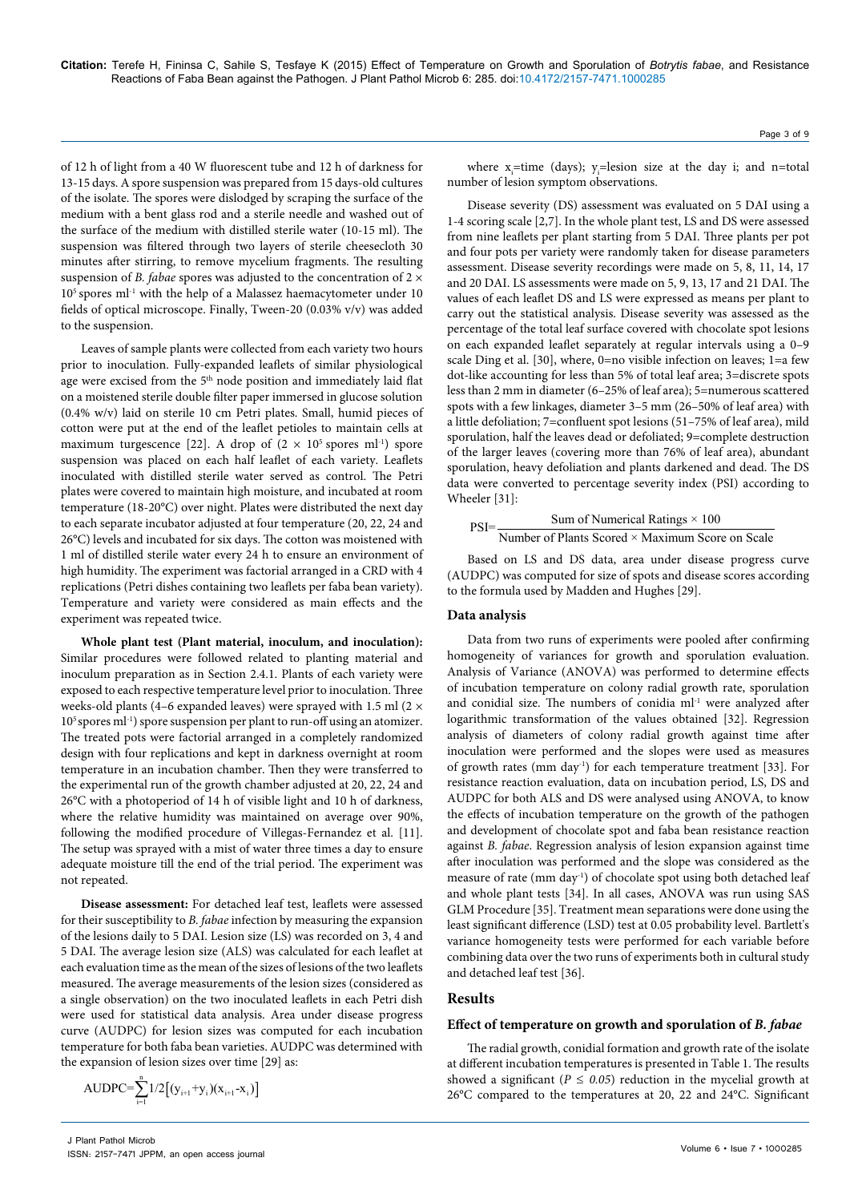of 12 h of light from a 40 W fluorescent tube and 12 h of darkness for 13-15 days. A spore suspension was prepared from 15 days-old cultures of the isolate. The spores were dislodged by scraping the surface of the medium with a bent glass rod and a sterile needle and washed out of the surface of the medium with distilled sterile water (10-15 ml). The suspension was filtered through two layers of sterile cheesecloth 30 minutes after stirring, to remove mycelium fragments. The resulting suspension of *B. fabae* spores was adjusted to the concentration of $2 \times 10^5$ spores ml$^{-1}$ with the help of a Malassez haemacytometer under 10 fields of optical microscope. Finally, Tween-20 (0.03% v/v) was added to the suspension.

Leaves of sample plants were collected from each variety two hours prior to inoculation. Fully-expanded leaflets of similar physiological age were excised from the 5th node position and immediately laid flat on a moistened sterile double filter paper immersed in glucose solution (0.4% w/v) laid on sterile 10 cm Petri plates. Small, humid pieces of cotton were put at the end of the leaflet petioles to maintain cells at maximum turgescence [22]. A drop of ($2 \times 10^5$ spores ml$^{-1}$) spore suspension was placed on each half leaflet of each variety. Leaflets inoculated with distilled sterile water served as control. The Petri plates were covered to maintain high moisture, and incubated at room temperature (18-20°C) over night. Plates were distributed the next day to each separate incubator adjusted at four temperature (20, 22, 24 and 26°C) levels and incubated for six days. The cotton was moistened with 1 ml of distilled sterile water every 24 h to ensure an environment of high humidity. The experiment was factorial arranged in a CRD with 4 replications (Petri dishes containing two leaflets per faba bean variety). Temperature and variety were considered as main effects and the experiment was repeated twice.

**Whole plant test (Plant material, inoculum, and inoculation):** Similar procedures were followed related to planting material and inoculum preparation as in Section 2.4.1. Plants of each variety were exposed to each respective temperature level prior to inoculation. Three weeks-old plants (4–6 expanded leaves) were sprayed with 1.5 ml ($2 \times 10^5$ spores ml$^{-1}$) spore suspension per plant to run-off using an atomizer. The treated pots were factorial arranged in a completely randomized design with four replications and kept in darkness overnight at room temperature in an incubation chamber. Then they were transferred to the experimental run of the growth chamber adjusted at 20, 22, 24 and 26°C with a photoperiod of 14 h of visible light and 10 h of darkness, where the relative humidity was maintained on average over 90%, following the modified procedure of Villegas-Fernandez et al. [11]. The setup was sprayed with a mist of water three times a day to ensure adequate moisture till the end of the trial period. The experiment was not repeated.

**Disease assessment:** For detached leaf test, leaflets were assessed for their susceptibility to *B. fabae* infection by measuring the expansion of the lesions daily to 5 DAI. Lesion size (LS) was recorded on 3, 4 and 5 DAI. The average lesion size (ALS) was calculated for each leaflet at each evaluation time as the mean of the sizes of lesions of the two leaflets measured. The average measurements of the lesion sizes (considered as a single observation) on the two inoculated leaflets in each Petri dish were used for statistical data analysis. Area under disease progress curve (AUDPC) for lesion sizes was computed for each incubation temperature for both faba bean varieties. AUDPC was determined with the expansion of lesion sizes over time [29] as:

$$\text{AUDPC}=\sum_{i=1}^{n} 1/2\left[(y_{i+1}+y_i)(x_{i+1}-x_i)\right]$$

where $x_i$=time (days); $y_i$=lesion size at the day i; and n=total number of lesion symptom observations.

Disease severity (DS) assessment was evaluated on 5 DAI using a 1-4 scoring scale [2,7]. In the whole plant test, LS and DS were assessed from nine leaflets per plant starting from 5 DAI. Three plants per pot and four pots per variety were randomly taken for disease parameters assessment. Disease severity recordings were made on 5, 8, 11, 14, 17 and 20 DAI. LS assessments were made on 5, 9, 13, 17 and 21 DAI. The values of each leaflet DS and LS were expressed as means per plant to carry out the statistical analysis. Disease severity was assessed as the percentage of the total leaf surface covered with chocolate spot lesions on each expanded leaflet separately at regular intervals using a 0–9 scale Ding et al. [30], where, 0=no visible infection on leaves; 1=a few dot-like accounting for less than 5% of total leaf area; 3=discrete spots less than 2 mm in diameter (6–25% of leaf area); 5=numerous scattered spots with a few linkages, diameter 3–5 mm (26–50% of leaf area) with a little defoliation; 7=confluent spot lesions (51–75% of leaf area), mild sporulation, half the leaves dead or defoliated; 9=complete destruction of the larger leaves (covering more than 76% of leaf area), abundant sporulation, heavy defoliation and plants darkened and dead. The DS data were converted to percentage severity index (PSI) according to Wheeler [31]:

$$\text{PSI}=\frac{\text{Sum of Numerical Ratings} \times 100}{\text{Number of Plants Scored} \times \text{Maximum Score on Scale}}$$

Based on LS and DS data, area under disease progress curve (AUDPC) was computed for size of spots and disease scores according to the formula used by Madden and Hughes [29].

### Data analysis

Data from two runs of experiments were pooled after confirming homogeneity of variances for growth and sporulation evaluation. Analysis of Variance (ANOVA) was performed to determine effects of incubation temperature on colony radial growth rate, sporulation and conidial size. The numbers of conidia ml$^{-1}$ were analyzed after logarithmic transformation of the values obtained [32]. Regression analysis of diameters of colony radial growth against time after inoculation were performed and the slopes were used as measures of growth rates (mm day$^{-1}$) for each temperature treatment [33]. For resistance reaction evaluation, data on incubation period, LS, DS and AUDPC for both ALS and DS were analysed using ANOVA, to know the effects of incubation temperature on the growth of the pathogen and development of chocolate spot and faba bean resistance reaction against *B. fabae*. Regression analysis of lesion expansion against time after inoculation was performed and the slope was considered as the measure of rate (mm day$^{-1}$) of chocolate spot using both detached leaf and whole plant tests [34]. In all cases, ANOVA was run using SAS GLM Procedure [35]. Treatment mean separations were done using the least significant difference (LSD) test at 0.05 probability level. Bartlett's variance homogeneity tests were performed for each variable before combining data over the two runs of experiments both in cultural study and detached leaf test [36].

## Results

### Effect of temperature on growth and sporulation of *B. fabae*

The radial growth, conidial formation and growth rate of the isolate at different incubation temperatures is presented in Table 1. The results showed a significant ($P \leq 0.05$) reduction in the mycelial growth at 26°C compared to the temperatures at 20, 22 and 24°C. Significant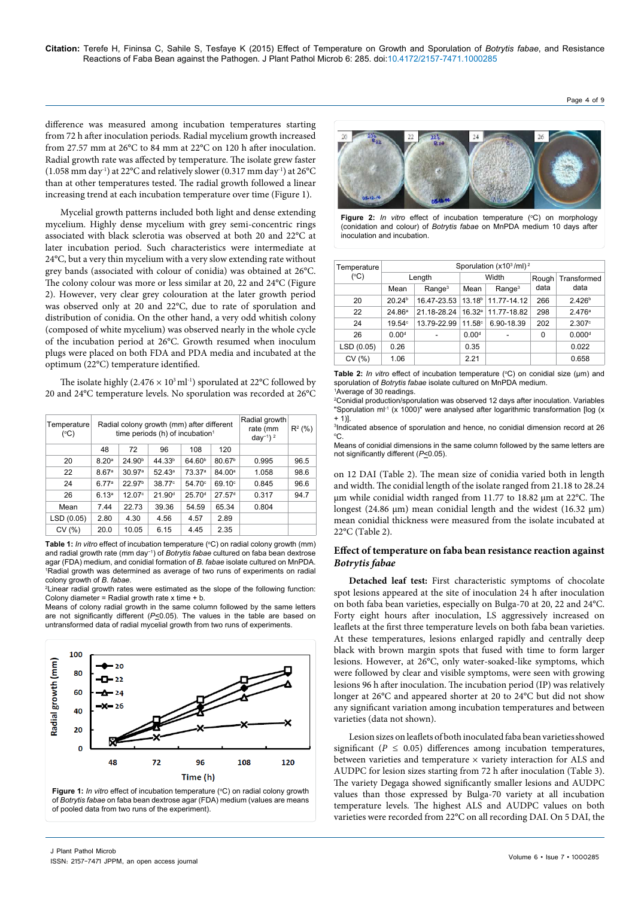difference was measured among incubation temperatures starting from 72 h after inoculation periods. Radial mycelium growth increased from 27.57 mm at 26°C to 84 mm at 22°C on 120 h after inoculation. Radial growth rate was affected by temperature. The isolate grew faster (1.058 mm day$^{-1}$) at 22°C and relatively slower (0.317 mm day$^{-1}$) at 26°C than at other temperatures tested. The radial growth followed a linear increasing trend at each incubation temperature over time (Figure 1).

Mycelial growth patterns included both light and dense extending mycelium. Highly dense mycelium with grey semi-concentric rings associated with black sclerotia was observed at both 20 and 22°C at later incubation period. Such characteristics were intermediate at 24°C, but a very thin mycelium with a very slow extending rate without grey bands (associated with colour of conidia) was obtained at 26°C. The colony colour was more or less similar at 20, 22 and 24°C (Figure 2). However, very clear grey colouration at the later growth period was observed only at 20 and 22°C, due to rate of sporulation and distribution of conidia. On the other hand, a very odd whitish colony (composed of white mycelium) was observed nearly in the whole cycle of the incubation period at 26°C. Growth resumed when inoculum plugs were placed on both FDA and PDA media and incubated at the optimum (22°C) temperature identified.

The isolate highly (2.476 × 10$^{3}$ ml$^{-1}$) sporulated at 22°C followed by 20 and 24°C temperature levels. No sporulation was recorded at 26°C

| Temperature (°C) | Radial colony growth (mm) after different time periods (h) of incubation[1] | | | | | Radial growth rate (mm day$^{-1}$)[2] | $R^2$ (%) |
|---|---|---|---|---|---|---|---|
| | 48 | 72 | 96 | 108 | 120 | | |
| 20 | 8.20[a] | 24.90[b] | 44.33[b] | 64.60[b] | 80.67[b] | 0.995 | 96.5 |
| 22 | 8.67[a] | 30.97[a] | 52.43[a] | 73.37[a] | 84.00[a] | 1.058 | 98.6 |
| 24 | 6.77[a] | 22.97[b] | 38.77[c] | 54.70[c] | 69.10[c] | 0.845 | 96.6 |
| 26 | 6.13[a] | 12.07[c] | 21.90[d] | 25.70[d] | 27.57[d] | 0.317 | 94.7 |
| Mean | 7.44 | 22.73 | 39.36 | 54.59 | 65.34 | 0.804 | |
| LSD (0.05) | 2.80 | 4.30 | 4.56 | 4.57 | 2.89 | | |
| CV (%) | 20.0 | 10.05 | 6.15 | 4.45 | 2.35 | | |

**Table 1:** *In vitro* effect of incubation temperature (°C) on radial colony growth (mm) and radial growth rate (mm day$^{-1}$) of *Botrytis fabae* cultured on faba bean dextrose agar (FDA) medium, and conidial formation of *B. fabae* isolate cultured on MnPDA.
[1]Radial growth was determined as average of two runs of experiments on radial colony growth of *B. fabae*.
[2]Linear radial growth rates were estimated as the slope of the following function: Colony diameter = Radial growth rate x time + b.
Means of colony radial growth in the same column followed by the same letters are not significantly different ($P \leq 0.05$). The values in the table are based on untransformed data of radial mycelial growth from two runs of experiments.

**Figure 1:** *In vitro* effect of incubation temperature (°C) on radial colony growth of *Botrytis fabae* on faba bean dextrose agar (FDA) medium (values are means of pooled data from two runs of the experiment).

**Figure 2:** *In vitro* effect of incubation temperature (°C) on morphology (conidation and colour) of *Botrytis fabae* on MnPDA medium 10 days after inoculation and incubation.

| Temperature (°C) | Sporulation (x10$^{3}$/ml)[2] | | | | | |
|---|---|---|---|---|---|---|
| | Length | | Width | | Rough data | Transformed data |
| | Mean | Range[3] | Mean | Range[3] | | |
| 20 | 20.24[b] | 16.47-23.53 | 13.18[b] | 11.77-14.12 | 266 | 2.426[b] |
| 22 | 24.86[a] | 21.18-28.24 | 16.32[a] | 11.77-18.82 | 298 | 2.476[a] |
| 24 | 19.54[c] | 13.79-22.99 | 11.58[c] | 6.90-18.39 | 202 | 2.307[c] |
| 26 | 0.00[d] | - | 0.00[d] | - | 0 | 0.000[d] |
| LSD (0.05) | 0.26 | | 0.35 | | | 0.022 |
| CV (%) | 1.06 | | 2.21 | | | 0.658 |

**Table 2:** *In vitro* effect of incubation temperature (°C) on conidial size (µm) and sporulation of *Botrytis fabae* isolate cultured on MnPDA medium.
[1]Average of 30 readings.
[2]Conidial production/sporulation was observed 12 days after inoculation. Variables "Sporulation ml$^{-1}$ (x 1000)" were analysed after logarithmic transformation [log (x + 1)].
[3]Indicated absence of sporulation and hence, no conidial dimension record at 26 °C.
Means of conidial dimensions in the same column followed by the same letters are not significantly different ($P \leq 0.05$).

on 12 DAI (Table 2). The mean size of conidia varied both in length and width. The conidial length of the isolate ranged from 21.18 to 28.24 µm while conidial width ranged from 11.77 to 18.82 µm at 22°C. The longest (24.86 µm) mean conidial length and the widest (16.32 µm) mean conidial thickness were measured from the isolate incubated at 22°C (Table 2).

## Effect of temperature on faba bean resistance reaction against *Botrytis fabae*

**Detached leaf test:** First characteristic symptoms of chocolate spot lesions appeared at the site of inoculation 24 h after inoculation on both faba bean varieties, especially on Bulga-70 at 20, 22 and 24°C. Forty eight hours after inoculation, LS aggressively increased on leaflets at the first three temperature levels on both faba bean varieties. At these temperatures, lesions enlarged rapidly and centrally deep black with brown margin spots that fused with time to form larger lesions. However, at 26°C, only water-soaked-like symptoms, which were followed by clear and visible symptoms, were seen with growing lesions 96 h after inoculation. The incubation period (IP) was relatively longer at 26°C and appeared shorter at 20 to 24°C but did not show any significant variation among incubation temperatures and between varieties (data not shown).

Lesion sizes on leaflets of both inoculated faba bean varieties showed significant ($P \leq 0.05$) differences among incubation temperatures, between varieties and temperature × variety interaction for ALS and AUDPC for lesion sizes starting from 72 h after inoculation (Table 3). The variety Degaga showed significantly smaller lesions and AUDPC values than those expressed by Bulga-70 variety at all incubation temperature levels. The highest ALS and AUDPC values on both varieties were recorded from 22°C on all recording DAI. On 5 DAI, the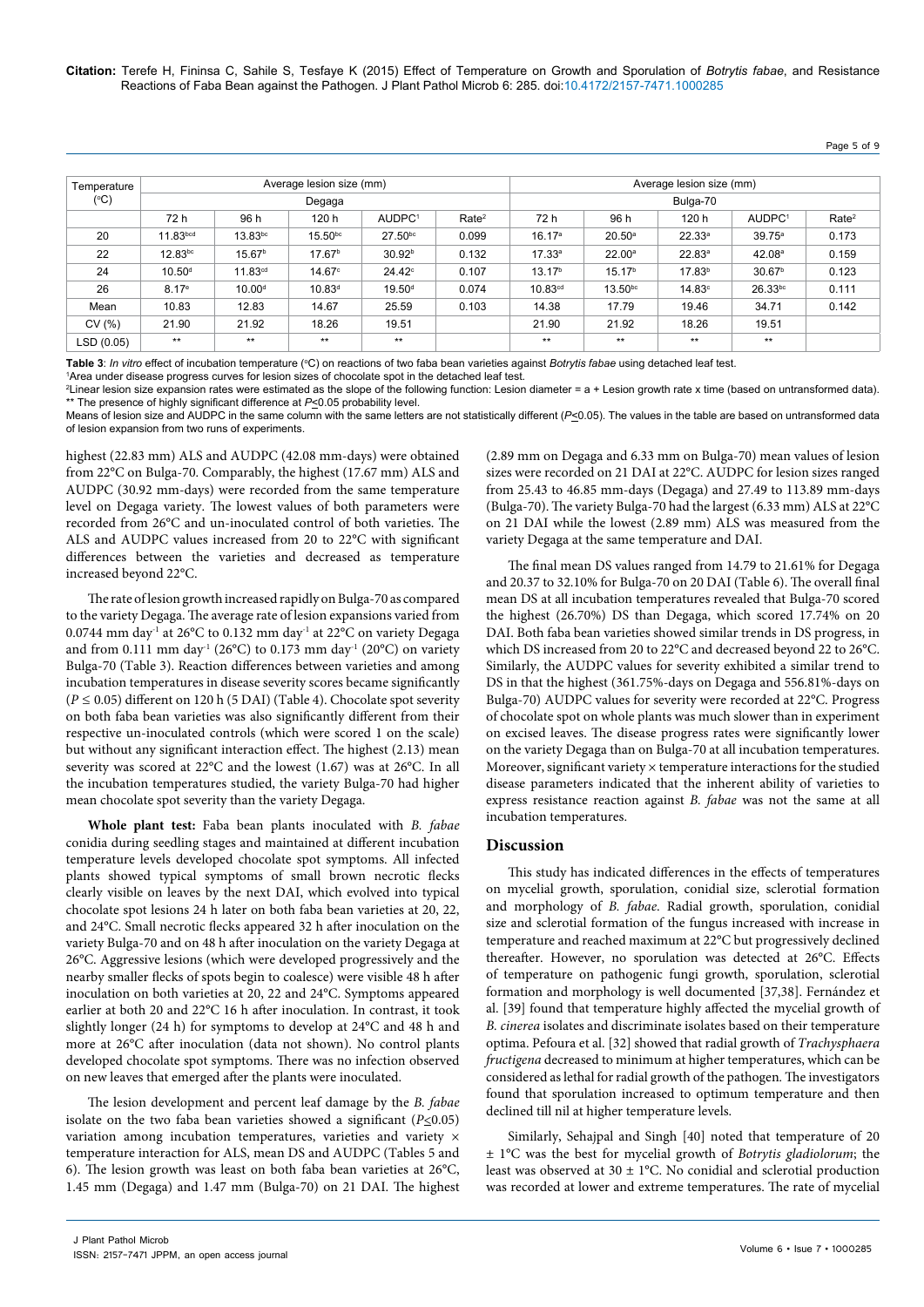| Temperature (°C) | Average lesion size (mm) | | | | | Average lesion size (mm) | | | | |
|---|---|---|---|---|---|---|---|---|---|---|
| | Degaga | | | | | Bulga-70 | | | | |
| | 72 h | 96 h | 120 h | AUDPC[1] | Rate[2] | 72 h | 96 h | 120 h | AUDPC[1] | Rate[2] |
| 20 | 11.83[bcd] | 13.83[bc] | 15.50[bc] | 27.50[bc] | 0.099 | 16.17[a] | 20.50[a] | 22.33[a] | 39.75[a] | 0.173 |
| 22 | 12.83[bc] | 15.67[b] | 17.67[b] | 30.92[b] | 0.132 | 17.33[a] | 22.00[a] | 22.83[a] | 42.08[a] | 0.159 |
| 24 | 10.50[d] | 11.83[cd] | 14.67[c] | 24.42[c] | 0.107 | 13.17[b] | 15.17[b] | 17.83[b] | 30.67[b] | 0.123 |
| 26 | 8.17[e] | 10.00[d] | 10.83[d] | 19.50[d] | 0.074 | 10.83[cd] | 13.50[bc] | 14.83[c] | 26.33[bc] | 0.111 |
| Mean | 10.83 | 12.83 | 14.67 | 25.59 | 0.103 | 14.38 | 17.79 | 19.46 | 34.71 | 0.142 |
| CV (%) | 21.90 | 21.92 | 18.26 | 19.51 | | 21.90 | 21.92 | 18.26 | 19.51 | |
| LSD (0.05) | ** | ** | ** | ** | | ** | ** | ** | ** | |

**Table 3**: *In vitro* effect of incubation temperature (°C) on reactions of two faba bean varieties against *Botrytis fabae* using detached leaf test.
[1]Area under disease progress curves for lesion sizes of chocolate spot in the detached leaf test.
[2]Linear lesion size expansion rates were estimated as the slope of the following function: Lesion diameter = a + Lesion growth rate x time (based on untransformed data).
** The presence of highly significant difference at $P \leq 0.05$ probability level.
Means of lesion size and AUDPC in the same column with the same letters are not statistically different ($P \leq 0.05$). The values in the table are based on untransformed data of lesion expansion from two runs of experiments.

highest (22.83 mm) ALS and AUDPC (42.08 mm-days) were obtained from 22°C on Bulga-70. Comparably, the highest (17.67 mm) ALS and AUDPC (30.92 mm-days) were recorded from the same temperature level on Degaga variety. The lowest values of both parameters were recorded from 26°C and un-inoculated control of both varieties. The ALS and AUDPC values increased from 20 to 22°C with significant differences between the varieties and decreased as temperature increased beyond 22°C.

The rate of lesion growth increased rapidly on Bulga-70 as compared to the variety Degaga. The average rate of lesion expansions varied from 0.0744 mm day$^{-1}$ at 26°C to 0.132 mm day$^{-1}$ at 22°C on variety Degaga and from 0.111 mm day$^{-1}$ (26°C) to 0.173 mm day$^{-1}$ (20°C) on variety Bulga-70 (Table 3). Reaction differences between varieties and among incubation temperatures in disease severity scores became significantly ($P \leq 0.05$) different on 120 h (5 DAI) (Table 4). Chocolate spot severity on both faba bean varieties was also significantly different from their respective un-inoculated controls (which were scored 1 on the scale) but without any significant interaction effect. The highest (2.13) mean severity was scored at 22°C and the lowest (1.67) was at 26°C. In all the incubation temperatures studied, the variety Bulga-70 had higher mean chocolate spot severity than the variety Degaga.

**Whole plant test:** Faba bean plants inoculated with *B. fabae* conidia during seedling stages and maintained at different incubation temperature levels developed chocolate spot symptoms. All infected plants showed typical symptoms of small brown necrotic flecks clearly visible on leaves by the next DAI, which evolved into typical chocolate spot lesions 24 h later on both faba bean varieties at 20, 22, and 24°C. Small necrotic flecks appeared 32 h after inoculation on the variety Bulga-70 and on 48 h after inoculation on the variety Degaga at 26°C. Aggressive lesions (which were developed progressively and the nearby smaller flecks of spots begin to coalesce) were visible 48 h after inoculation on both varieties at 20, 22 and 24°C. Symptoms appeared earlier at both 20 and 22°C 16 h after inoculation. In contrast, it took slightly longer (24 h) for symptoms to develop at 24°C and 48 h and more at 26°C after inoculation (data not shown). No control plants developed chocolate spot symptoms. There was no infection observed on new leaves that emerged after the plants were inoculated.

The lesion development and percent leaf damage by the *B. fabae* isolate on the two faba bean varieties showed a significant ($P \leq 0.05$) variation among incubation temperatures, varieties and variety × temperature interaction for ALS, mean DS and AUDPC (Tables 5 and 6). The lesion growth was least on both faba bean varieties at 26°C, 1.45 mm (Degaga) and 1.47 mm (Bulga-70) on 21 DAI. The highest (2.89 mm on Degaga and 6.33 mm on Bulga-70) mean values of lesion sizes were recorded on 21 DAI at 22°C. AUDPC for lesion sizes ranged from 25.43 to 46.85 mm-days (Degaga) and 27.49 to 113.89 mm-days (Bulga-70). The variety Bulga-70 had the largest (6.33 mm) ALS at 22°C on 21 DAI while the lowest (2.89 mm) ALS was measured from the variety Degaga at the same temperature and DAI.

The final mean DS values ranged from 14.79 to 21.61% for Degaga and 20.37 to 32.10% for Bulga-70 on 20 DAI (Table 6). The overall final mean DS at all incubation temperatures revealed that Bulga-70 scored the highest (26.70%) DS than Degaga, which scored 17.74% on 20 DAI. Both faba bean varieties showed similar trends in DS progress, in which DS increased from 20 to 22°C and decreased beyond 22 to 26°C. Similarly, the AUDPC values for severity exhibited a similar trend to DS in that the highest (361.75%-days on Degaga and 556.81%-days on Bulga-70) AUDPC values for severity were recorded at 22°C. Progress of chocolate spot on whole plants was much slower than in experiment on excised leaves. The disease progress rates were significantly lower on the variety Degaga than on Bulga-70 at all incubation temperatures. Moreover, significant variety × temperature interactions for the studied disease parameters indicated that the inherent ability of varieties to express resistance reaction against *B. fabae* was not the same at all incubation temperatures.

## Discussion

This study has indicated differences in the effects of temperatures on mycelial growth, sporulation, conidial size, sclerotial formation and morphology of *B. fabae*. Radial growth, sporulation, conidial size and sclerotial formation of the fungus increased with increase in temperature and reached maximum at 22°C but progressively declined thereafter. However, no sporulation was detected at 26°C. Effects of temperature on pathogenic fungi growth, sporulation, sclerotial formation and morphology is well documented [37,38]. Fernández et al. [39] found that temperature highly affected the mycelial growth of *B. cinerea* isolates and discriminate isolates based on their temperature optima. Pefoura et al. [32] showed that radial growth of *Trachysphaera fructigena* decreased to minimum at higher temperatures, which can be considered as lethal for radial growth of the pathogen. The investigators found that sporulation increased to optimum temperature and then declined till nil at higher temperature levels.

Similarly, Sehajpal and Singh [40] noted that temperature of 20 ± 1°C was the best for mycelial growth of *Botrytis gladiolorum*; the least was observed at 30 ± 1°C. No conidial and sclerotial production was recorded at lower and extreme temperatures. The rate of mycelial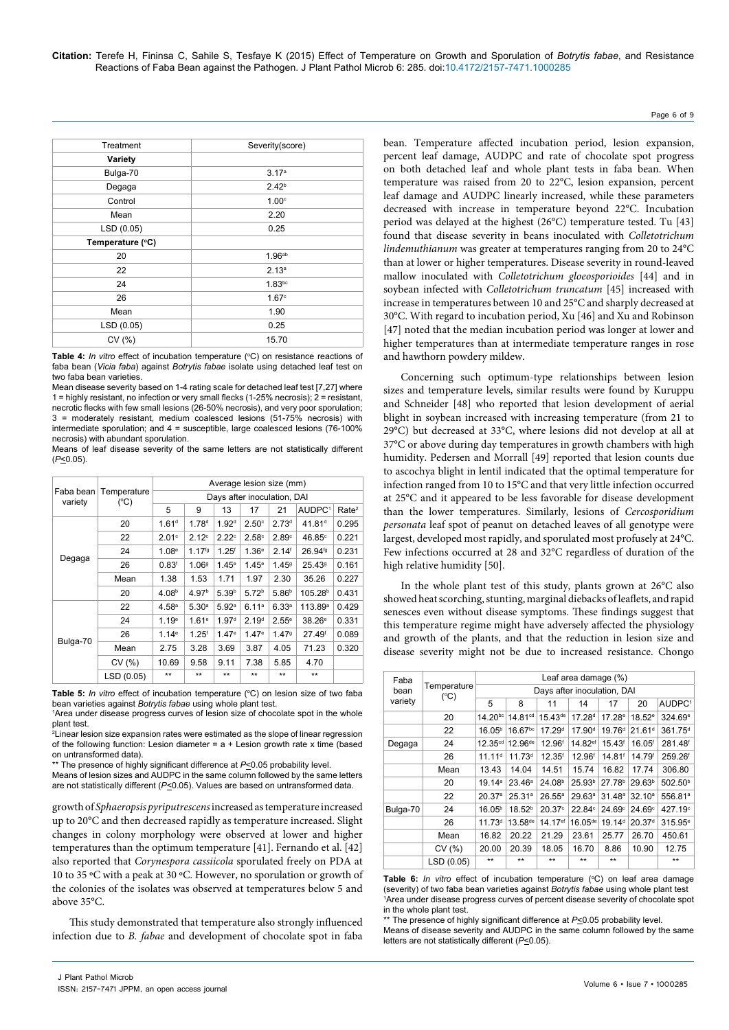| Treatment | Severity(score) |
|---|---|
| **Variety** | |
| Bulga-70 | 3.17[a] |
| Degaga | 2.42[b] |
| Control | 1.00[c] |
| Mean | 2.20 |
| LSD (0.05) | 0.25 |
| **Temperature (°C)** | |
| 20 | 1.96[ab] |
| 22 | 2.13[a] |
| 24 | 1.83[bc] |
| 26 | 1.67[c] |
| Mean | 1.90 |
| LSD (0.05) | 0.25 |
| CV (%) | 15.70 |

**Table 4:** *In vitro* effect of incubation temperature (°C) on resistance reactions of faba bean (*Vicia faba*) against *Botrytis fabae* isolate using detached leaf test on two faba bean varieties.

Mean disease severity based on 1-4 rating scale for detached leaf test [7,27] where 1 = highly resistant, no infection or very small flecks (1-25% necrosis); 2 = resistant, necrotic flecks with few small lesions (26-50% necrosis), and very poor sporulation; 3 = moderately resistant, medium coalesced lesions (51-75% necrosis) with intermediate sporulation; and 4 = susceptible, large coalesced lesions (76-100% necrosis) with abundant sporulation.

Means of leaf disease severity of the same letters are not statistically different ($P \leq 0.05$).

| Faba bean variety | Temperature (°C) | Average lesion size (mm) | | | | | | |
|---|---|---|---|---|---|---|---|---|
| | | Days after inoculation, DAI | | | | | | |
| | | 5 | 9 | 13 | 17 | 21 | AUDPC[1] | Rate[2] |
| Degaga | 20 | 1.61[d] | 1.78[d] | 1.92[d] | 2.50[c] | 2.73[d] | 41.81[d] | 0.295 |
| | 22 | 2.01[c] | 2.12[c] | 2.22[c] | 2.58[c] | 2.89[c] | 46.85[c] | 0.221 |
| | 24 | 1.08[e] | 1.17[fg] | 1.25[f] | 1.36[e] | 2.14[f] | 26.94[fg] | 0.231 |
| | 26 | 0.83[f] | 1.06[g] | 1.45[e] | 1.45[e] | 1.45[g] | 25.43[g] | 0.161 |
| | Mean | 1.38 | 1.53 | 1.71 | 1.97 | 2.30 | 35.26 | 0.227 |
| Bulga-70 | 20 | 4.08[b] | 4.97[b] | 5.39[b] | 5.72[b] | 5.86[b] | 105.28[b] | 0.431 |
| | 22 | 4.58[a] | 5.30[a] | 5.92[a] | 6.11[a] | 6.33[a] | 113.89[a] | 0.429 |
| | 24 | 1.19[e] | 1.61[e] | 1.97[d] | 2.19[d] | 2.55[e] | 38.26[e] | 0.331 |
| | 26 | 1.14[e] | 1.25[f] | 1.47[e] | 1.47[e] | 1.47[g] | 27.49[f] | 0.089 |
| | Mean | 2.75 | 3.28 | 3.69 | 3.87 | 4.05 | 71.23 | 0.320 |
| | CV (%) | 10.69 | 9.58 | 9.11 | 7.38 | 5.85 | 4.70 | |
| | LSD (0.05) | ** | ** | ** | ** | ** | ** | |

**Table 5:** *In vitro* effect of incubation temperature (°C) on lesion size of two faba bean varieties against *Botrytis fabae* using whole plant test.

[1]Area under disease progress curves of lesion size of chocolate spot in the whole plant test.

[2]Linear lesion size expansion rates were estimated as the slope of linear regression of the following function: Lesion diameter = a + Lesion growth rate x time (based on untransformed data).

** The presence of highly significant difference at $P \leq 0.05$ probability level.

Means of lesion sizes and AUDPC in the same column followed by the same letters are not statistically different ($P \leq 0.05$). Values are based on untransformed data.

growth of *Sphaeropsis pyriputrescens* increased as temperature increased up to 20°C and then decreased rapidly as temperature increased. Slight changes in colony morphology were observed at lower and higher temperatures than the optimum temperature [41]. Fernando et al. [42] also reported that *Corynespora cassiicola* sporulated freely on PDA at 10 to 35 °C with a peak at 30 °C. However, no sporulation or growth of the colonies of the isolates was observed at temperatures below 5 and above 35°C.

This study demonstrated that temperature also strongly influenced infection due to *B. fabae* and development of chocolate spot in faba bean. Temperature affected incubation period, lesion expansion, percent leaf damage, AUDPC and rate of chocolate spot progress on both detached leaf and whole plant tests in faba bean. When temperature was raised from 20 to 22°C, lesion expansion, percent leaf damage and AUDPC linearly increased, while these parameters decreased with increase in temperature beyond 22°C. Incubation period was delayed at the highest (26°C) temperature tested. Tu [43] found that disease severity in beans inoculated with *Colletotrichum lindemuthianum* was greater at temperatures ranging from 20 to 24°C than at lower or higher temperatures. Disease severity in round-leaved mallow inoculated with *Colletotrichum gloeosporioides* [44] and in soybean infected with *Colletotrichum truncatum* [45] increased with increase in temperatures between 10 and 25°C and sharply decreased at 30°C. With regard to incubation period, Xu [46] and Xu and Robinson [47] noted that the median incubation period was longer at lower and higher temperatures than at intermediate temperature ranges in rose and hawthorn powdery mildew.

Concerning such optimum-type relationships between lesion sizes and temperature levels, similar results were found by Kuruppu and Schneider [48] who reported that lesion development of aerial blight in soybean increased with increasing temperature (from 21 to 29°C) but decreased at 33°C, where lesions did not develop at all at 37°C or above during day temperatures in growth chambers with high humidity. Pedersen and Morrall [49] reported that lesion counts due to ascochya blight in lentil indicated that the optimal temperature for infection ranged from 10 to 15°C and that very little infection occurred at 25°C and it appeared to be less favorable for disease development than the lower temperatures. Similarly, lesions of *Cercosporidium personata* leaf spot of peanut on detached leaves of all genotype were largest, developed most rapidly, and sporulated most profusely at 24°C. Few infections occurred at 28 and 32°C regardless of duration of the high relative humidity [50].

In the whole plant test of this study, plants grown at 26°C also showed heat scorching, stunting, marginal diebacks of leaflets, and rapid senesces even without disease symptoms. These findings suggest that this temperature regime might have adversely affected the physiology and growth of the plants, and that the reduction in lesion size and disease severity might not be due to increased resistance. Chongo

| Faba bean variety | Temperature (°C) | Leaf area damage (%) | | | | | | |
|---|---|---|---|---|---|---|---|---|
| | | Days after inoculation, DAI | | | | | | |
| | | 5 | 8 | 11 | 14 | 17 | 20 | AUDPC[1] |
| Degaga | 20 | 14.20[bc] | 14.81[cd] | 15.43[de] | 17.28[d] | 17.28[e] | 18.52[e] | 324.69[e] |
| | 22 | 16.05[b] | 16.67[bc] | 17.29[d] | 17.90[d] | 19.76[d] | 21.61[d] | 361.75[d] |
| | 24 | 12.35[cd] | 12.96[de] | 12.96[f] | 14.82[ef] | 15.43[f] | 16.05[f] | 281.48[f] |
| | 26 | 11.11[d] | 11.73[d] | 12.35[f] | 12.96[f] | 14.81[f] | 14.79[f] | 259.26[f] |
| | Mean | 13.43 | 14.04 | 14.51 | 15.74 | 16.82 | 17.74 | 306.80 |
| Bulga-70 | 20 | 19.14[a] | 23.46[a] | 24.08[b] | 25.93[b] | 27.78[b] | 29.63[b] | 502.50[b] |
| | 22 | 20.37[a] | 25.31[a] | 26.55[a] | 29.63[a] | 31.48[a] | 32.10[a] | 556.81[a] |
| | 24 | 16.05[b] | 18.52[b] | 20.37[c] | 22.84[c] | 24.69[c] | 24.69[c] | 427.19[c] |
| | 26 | 11.73[d] | 13.58[de] | 14.17[ef] | 16.05[de] | 19.14[d] | 20.37[d] | 315.95[e] |
| | Mean | 16.82 | 20.22 | 21.29 | 23.61 | 25.77 | 26.70 | 450.61 |
| | CV (%) | 20.00 | 20.39 | 18.05 | 16.70 | 8.86 | 10.90 | 12.75 |
| | LSD (0.05) | ** | ** | ** | ** | ** | | ** |

**Table 6:** *In vitro* effect of incubation temperature (°C) on leaf area damage (severity) of two faba bean varieties against *Botrytis fabae* using whole plant test

[1]Area under disease progress curves of percent disease severity of chocolate spot in the whole plant test.

** The presence of highly significant difference at $P \leq 0.05$ probability level.

Means of disease severity and AUDPC in the same column followed by the same letters are not statistically different ($P \leq 0.05$).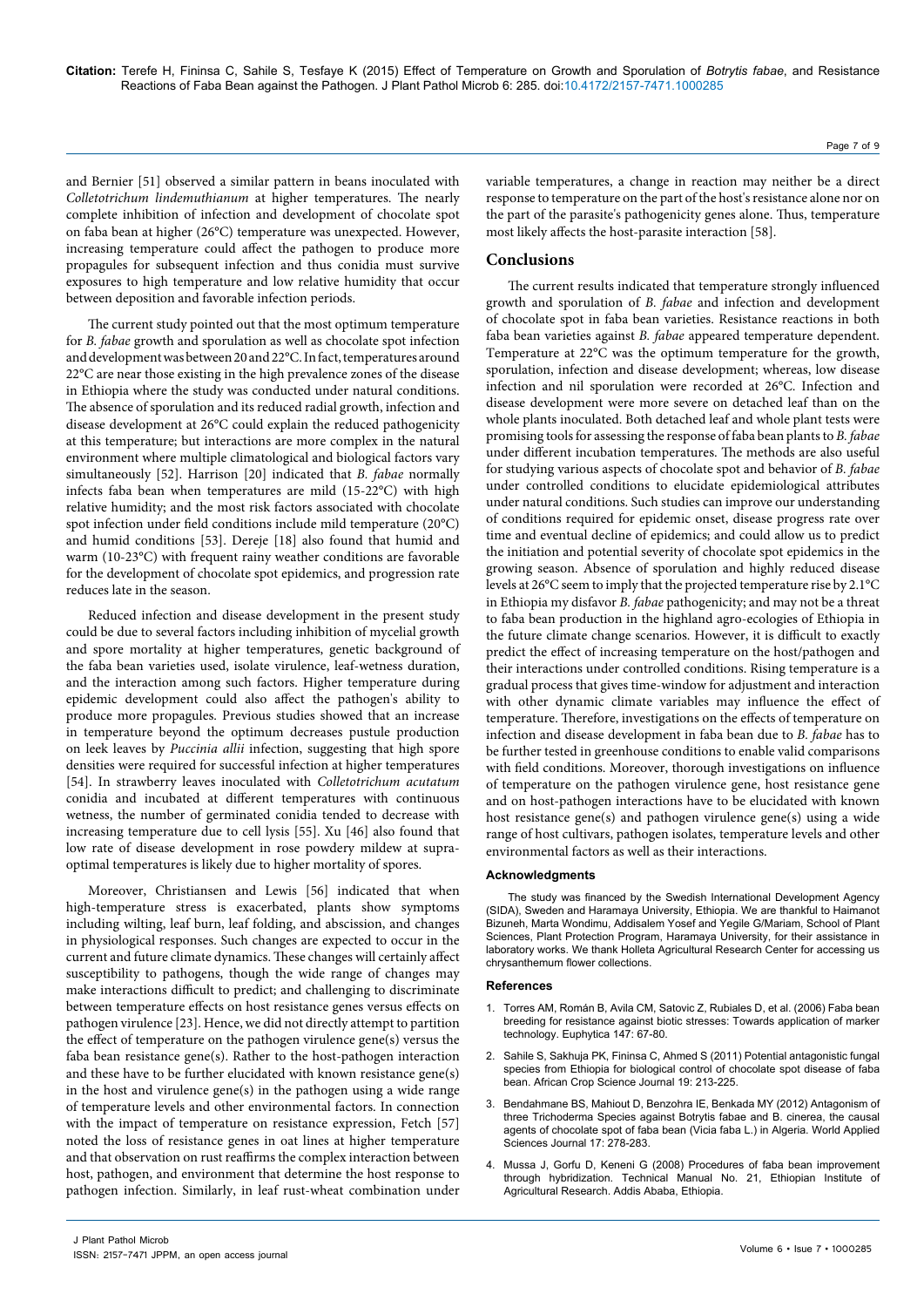and Bernier [51] observed a similar pattern in beans inoculated with *Colletotrichum lindemuthianum* at higher temperatures. The nearly complete inhibition of infection and development of chocolate spot on faba bean at higher (26°C) temperature was unexpected. However, increasing temperature could affect the pathogen to produce more propagules for subsequent infection and thus conidia must survive exposures to high temperature and low relative humidity that occur between deposition and favorable infection periods.

The current study pointed out that the most optimum temperature for *B. fabae* growth and sporulation as well as chocolate spot infection and development was between 20 and 22°C. In fact, temperatures around 22°C are near those existing in the high prevalence zones of the disease in Ethiopia where the study was conducted under natural conditions. The absence of sporulation and its reduced radial growth, infection and disease development at 26°C could explain the reduced pathogenicity at this temperature; but interactions are more complex in the natural environment where multiple climatological and biological factors vary simultaneously [52]. Harrison [20] indicated that *B. fabae* normally infects faba bean when temperatures are mild (15-22°C) with high relative humidity; and the most risk factors associated with chocolate spot infection under field conditions include mild temperature (20°C) and humid conditions [53]. Dereje [18] also found that humid and warm (10-23°C) with frequent rainy weather conditions are favorable for the development of chocolate spot epidemics, and progression rate reduces late in the season.

Reduced infection and disease development in the present study could be due to several factors including inhibition of mycelial growth and spore mortality at higher temperatures, genetic background of the faba bean varieties used, isolate virulence, leaf-wetness duration, and the interaction among such factors. Higher temperature during epidemic development could also affect the pathogen's ability to produce more propagules. Previous studies showed that an increase in temperature beyond the optimum decreases pustule production on leek leaves by *Puccinia allii* infection, suggesting that high spore densities were required for successful infection at higher temperatures [54]. In strawberry leaves inoculated with *Colletotrichum acutatum* conidia and incubated at different temperatures with continuous wetness, the number of germinated conidia tended to decrease with increasing temperature due to cell lysis [55]. Xu [46] also found that low rate of disease development in rose powdery mildew at supra-optimal temperatures is likely due to higher mortality of spores.

Moreover, Christiansen and Lewis [56] indicated that when high-temperature stress is exacerbated, plants show symptoms including wilting, leaf burn, leaf folding, and abscission, and changes in physiological responses. Such changes are expected to occur in the current and future climate dynamics. These changes will certainly affect susceptibility to pathogens, though the wide range of changes may make interactions difficult to predict; and challenging to discriminate between temperature effects on host resistance genes versus effects on pathogen virulence [23]. Hence, we did not directly attempt to partition the effect of temperature on the pathogen virulence gene(s) versus the faba bean resistance gene(s). Rather to the host-pathogen interaction and these have to be further elucidated with known resistance gene(s) in the host and virulence gene(s) in the pathogen using a wide range of temperature levels and other environmental factors. In connection with the impact of temperature on resistance expression, Fetch [57] noted the loss of resistance genes in oat lines at higher temperature and that observation on rust reaffirms the complex interaction between host, pathogen, and environment that determine the host response to pathogen infection. Similarly, in leaf rust-wheat combination under variable temperatures, a change in reaction may neither be a direct response to temperature on the part of the host's resistance alone nor on the part of the parasite's pathogenicity genes alone. Thus, temperature most likely affects the host-parasite interaction [58].

## Conclusions

The current results indicated that temperature strongly influenced growth and sporulation of *B. fabae* and infection and development of chocolate spot in faba bean varieties. Resistance reactions in both faba bean varieties against *B. fabae* appeared temperature dependent. Temperature at 22°C was the optimum temperature for the growth, sporulation, infection and disease development; whereas, low disease infection and nil sporulation were recorded at 26°C. Infection and disease development were more severe on detached leaf than on the whole plants inoculated. Both detached leaf and whole plant tests were promising tools for assessing the response of faba bean plants to *B. fabae* under different incubation temperatures. The methods are also useful for studying various aspects of chocolate spot and behavior of *B. fabae* under controlled conditions to elucidate epidemiological attributes under natural conditions. Such studies can improve our understanding of conditions required for epidemic onset, disease progress rate over time and eventual decline of epidemics; and could allow us to predict the initiation and potential severity of chocolate spot epidemics in the growing season. Absence of sporulation and highly reduced disease levels at 26°C seem to imply that the projected temperature rise by 2.1°C in Ethiopia my disfavor *B. fabae* pathogenicity; and may not be a threat to faba bean production in the highland agro-ecologies of Ethiopia in the future climate change scenarios. However, it is difficult to exactly predict the effect of increasing temperature on the host/pathogen and their interactions under controlled conditions. Rising temperature is a gradual process that gives time-window for adjustment and interaction with other dynamic climate variables may influence the effect of temperature. Therefore, investigations on the effects of temperature on infection and disease development in faba bean due to *B. fabae* has to be further tested in greenhouse conditions to enable valid comparisons with field conditions. Moreover, thorough investigations on influence of temperature on the pathogen virulence gene, host resistance gene and on host-pathogen interactions have to be elucidated with known host resistance gene(s) and pathogen virulence gene(s) using a wide range of host cultivars, pathogen isolates, temperature levels and other environmental factors as well as their interactions.

#### Acknowledgments

The study was financed by the Swedish International Development Agency (SIDA), Sweden and Haramaya University, Ethiopia. We are thankful to Haimanot Bizuneh, Marta Wondimu, Addisalem Yosef and Yegile G/Mariam, School of Plant Sciences, Plant Protection Program, Haramaya University, for their assistance in laboratory works. We thank Holleta Agricultural Research Center for accessing us chrysanthemum flower collections.

#### References

1. Torres AM, Román B, Avila CM, Satovic Z, Rubiales D, et al. (2006) Faba bean breeding for resistance against biotic stresses: Towards application of marker technology. Euphytica 147: 67-80.
2. Sahile S, Sakhuja PK, Fininsa C, Ahmed S (2011) Potential antagonistic fungal species from Ethiopia for biological control of chocolate spot disease of faba bean. African Crop Science Journal 19: 213-225.
3. Bendahmane BS, Mahiout D, Benzohra IE, Benkada MY (2012) Antagonism of three Trichoderma Species against Botrytis fabae and B. cinerea, the causal agents of chocolate spot of faba bean (Vicia faba L.) in Algeria. World Applied Sciences Journal 17: 278-283.
4. Mussa J, Gorfu D, Keneni G (2008) Procedures of faba bean improvement through hybridization. Technical Manual No. 21, Ethiopian Institute of Agricultural Research. Addis Ababa, Ethiopia.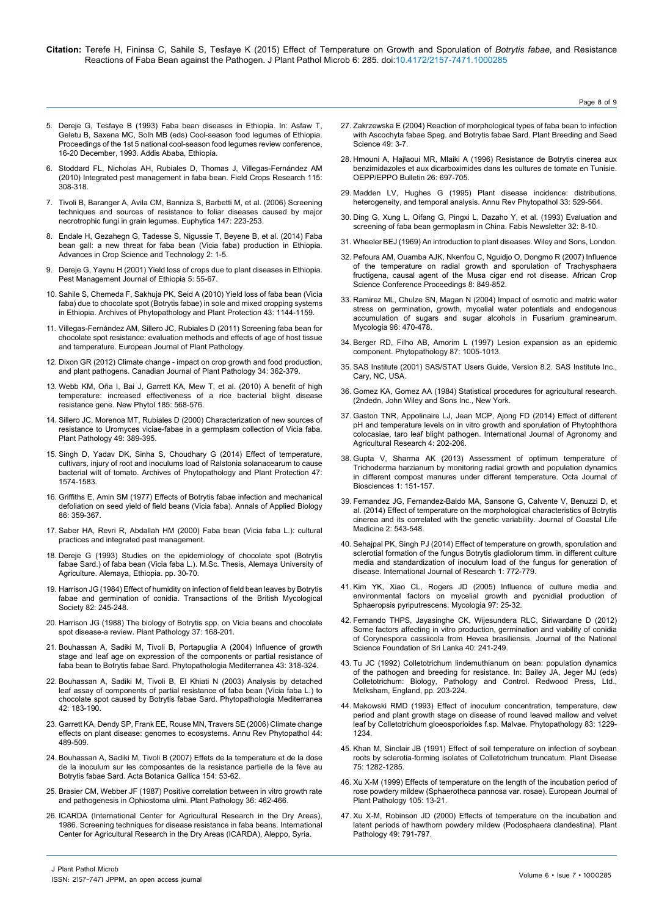5. Dereje G, Tesfaye B (1993) Faba bean diseases in Ethiopia. In: Asfaw T, Geletu B, Saxena MC, Solh MB (eds) Cool-season food legumes of Ethiopia. Proceedings of the 1st 5 national cool-season food legumes review conference, 16-20 December, 1993. Addis Ababa, Ethiopia.

6. Stoddard FL, Nicholas AH, Rubiales D, Thomas J, Villegas-Fernández AM (2010) Integrated pest management in faba bean. Field Crops Research 115: 308-318.

7. Tivoli B, Baranger A, Avila CM, Banniza S, Barbetti M, et al. (2006) Screening techniques and sources of resistance to foliar diseases caused by major necrotrophic fungi in grain legumes. Euphytica 147: 223-253.

8. Endale H, Gezahegn G, Tadesse S, Nigussie T, Beyene B, et al. (2014) Faba bean gall: a new threat for faba bean (Vicia faba) production in Ethiopia. Advances in Crop Science and Technology 2: 1-5.

9. Dereje G, Yaynu H (2001) Yield loss of crops due to plant diseases in Ethiopia. Pest Management Journal of Ethiopia 5: 55-67.

10. Sahile S, Chemeda F, Sakhuja PK, Seid A (2010) Yield loss of faba bean (Vicia faba) due to chocolate spot (Botrytis fabae) in sole and mixed cropping systems in Ethiopia. Archives of Phytopathology and Plant Protection 43: 1144-1159.

11. Villegas-Fernández AM, Sillero JC, Rubiales D (2011) Screening faba bean for chocolate spot resistance: evaluation methods and effects of age of host tissue and temperature. European Journal of Plant Pathology.

12. Dixon GR (2012) Climate change - impact on crop growth and food production, and plant pathogens. Canadian Journal of Plant Pathology 34: 362-379.

13. Webb KM, Oña I, Bai J, Garrett KA, Mew T, et al. (2010) A benefit of high temperature: increased effectiveness of a rice bacterial blight disease resistance gene. New Phytol 185: 568-576.

14. Sillero JC, Morenoa MT, Rubiales D (2000) Characterization of new sources of resistance to Uromyces viciae-fabae in a germplasm collection of Vicia faba. Plant Pathology 49: 389-395.

15. Singh D, Yadav DK, Sinha S, Choudhary G (2014) Effect of temperature, cultivars, injury of root and inoculums load of Ralstonia solanacearum to cause bacterial wilt of tomato. Archives of Phytopathology and Plant Protection 47: 1574-1583.

16. Griffiths E, Amin SM (1977) Effects of Botrytis fabae infection and mechanical defoliation on seed yield of field beans (Vicia faba). Annals of Applied Biology 86: 359-367.

17. Saber HA, Revri R, Abdallah HM (2000) Faba bean (Vicia faba L.): cultural practices and integrated pest management.

18. Dereje G (1993) Studies on the epidemiology of chocolate spot (Botrytis fabae Sard.) of faba bean (Vicia faba L.). M.Sc. Thesis, Alemaya University of Agriculture. Alemaya, Ethiopia. pp. 30-70.

19. Harrison JG (1984) Effect of humidity on infection of field bean leaves by Botrytis fabae and germination of conidia. Transactions of the British Mycological Society 82: 245-248.

20. Harrison JG (1988) The biology of Botrytis spp. on Vicia beans and chocolate spot disease-a review. Plant Pathology 37: 168-201.

21. Bouhassan A, Sadiki M, Tivoli B, Portapuglia A (2004) Influence of growth stage and leaf age on expression of the components or partial resistance of faba bean to Botrytis fabae Sard. Phytopathologia Mediterranea 43: 318-324.

22. Bouhassan A, Sadiki M, Tivoli B, El Khiati N (2003) Analysis by detached leaf assay of components of partial resistance of faba bean (Vicia faba L.) to chocolate spot caused by Botrytis fabae Sard. Phytopathologia Mediterranea 42: 183-190.

23. Garrett KA, Dendy SP, Frank EE, Rouse MN, Travers SE (2006) Climate change effects on plant disease: genomes to ecosystems. Annu Rev Phytopathol 44: 489-509.

24. Bouhassan A, Sadiki M, Tivoli B (2007) Effets de la temperature et de la dose de la inoculum sur les composantes de la resistance partielle de la fève au Botrytis fabae Sard. Acta Botanica Gallica 154: 53-62.

25. Brasier CM, Webber JF (1987) Positive correlation between in vitro growth rate and pathogenesis in Ophiostoma ulmi. Plant Pathology 36: 462-466.

26. ICARDA (International Center for Agricultural Research in the Dry Areas), 1986. Screening techniques for disease resistance in faba beans. International Center for Agricultural Research in the Dry Areas (ICARDA), Aleppo, Syria.

27. Zakrzewska E (2004) Reaction of morphological types of faba bean to infection with Ascochyta fabae Speg. and Botrytis fabae Sard. Plant Breeding and Seed Science 49: 3-7.

28. Hmouni A, Hajlaoui MR, Mlaiki A (1996) Resistance de Botrytis cinerea aux benzimidazoles et aux dicarboximides dans les cultures de tomate en Tunisie. OEPP/EPPO Bulletin 26: 697-705.

29. Madden LV, Hughes G (1995) Plant disease incidence: distributions, heterogeneity, and temporal analysis. Annu Rev Phytopathol 33: 529-564.

30. Ding G, Xung L, Oifang G, Pingxi L, Dazaho Y, et al. (1993) Evaluation and screening of faba bean germoplasm in China. Fabis Newsletter 32: 8-10.

31. Wheeler BEJ (1969) An introduction to plant diseases. Wiley and Sons, London.

32. Pefoura AM, Ouamba AJK, Nkenfou C, Nguidjo O, Dongmo R (2007) Influence of the temperature on radial growth and sporulation of Trachysphaera fructigena, causal agent of the Musa cigar end rot disease. African Crop Science Conference Proceedings 8: 849-852.

33. Ramirez ML, Chulze SN, Magan N (2004) Impact of osmotic and matric water stress on germination, growth, mycelial water potentials and endogenous accumulation of sugars and sugar alcohols in Fusarium graminearum. Mycologia 96: 470-478.

34. Berger RD, Filho AB, Amorim L (1997) Lesion expansion as an epidemic component. Phytopathology 87: 1005-1013.

35. SAS Institute (2001) SAS/STAT Users Guide, Version 8.2. SAS Institute Inc., Cary, NC, USA.

36. Gomez KA, Gomez AA (1984) Statistical procedures for agricultural research. (2ndedn, John Wiley and Sons Inc., New York.

37. Gaston TNR, Appolinaire LJ, Jean MCP, Ajong FD (2014) Effect of different pH and temperature levels on in vitro growth and sporulation of Phytophthora colocasiae, taro leaf blight pathogen. International Journal of Agronomy and Agricultural Research 4: 202-206.

38. Gupta V, Sharma AK (2013) Assessment of optimum temperature of Trichoderma harzianum by monitoring radial growth and population dynamics in different compost manures under different temperature. Octa Journal of Biosciences 1: 151-157.

39. Fernandez JG, Fernandez-Baldo MA, Sansone G, Calvente V, Benuzzi D, et al. (2014) Effect of temperature on the morphological characteristics of Botrytis cinerea and its correlated with the genetic variability. Journal of Coastal Life Medicine 2: 543-548.

40. Sehajpal PK, Singh PJ (2014) Effect of temperature on growth, sporulation and sclerotial formation of the fungus Botrytis gladiolorum timm. in different culture media and standardization of inoculum load of the fungus for generation of disease. International Journal of Research 1: 772-779.

41. Kim YK, Xiao CL, Rogers JD (2005) Influence of culture media and environmental factors on mycelial growth and pycnidial production of Sphaeropsis pyriputrescens. Mycologia 97: 25-32.

42. Fernando THPS, Jayasinghe CK, Wijesundera RLC, Siriwardane D (2012) Some factors affecting in vitro production, germination and viability of conidia of Corynespora cassiicola from Hevea brasiliensis. Journal of the National Science Foundation of Sri Lanka 40: 241-249.

43. Tu JC (1992) Colletotrichum lindemuthianum on bean: population dynamics of the pathogen and breeding for resistance. In: Bailey JA, Jeger MJ (eds) Colletotrichum: Biology, Pathology and Control. Redwood Press, Ltd., Melksham, England, pp. 203-224.

44. Makowski RMD (1993) Effect of inoculum concentration, temperature, dew period and plant growth stage on disease of round leaved mallow and velvet leaf by Colletotrichum gloeosporioides f.sp. Malvae. Phytopathology 83: 1229-1234.

45. Khan M, Sinclair JB (1991) Effect of soil temperature on infection of soybean roots by sclerotia-forming isolates of Colletotrichum truncatum. Plant Disease 75: 1282-1285.

46. Xu X-M (1999) Effects of temperature on the length of the incubation period of rose powdery mildew (Sphaerotheca pannosa var. rosae). European Journal of Plant Pathology 105: 13-21.

47. Xu X-M, Robinson JD (2000) Effects of temperature on the incubation and latent periods of hawthorn powdery mildew (Podosphaera clandestina). Plant Pathology 49: 791-797.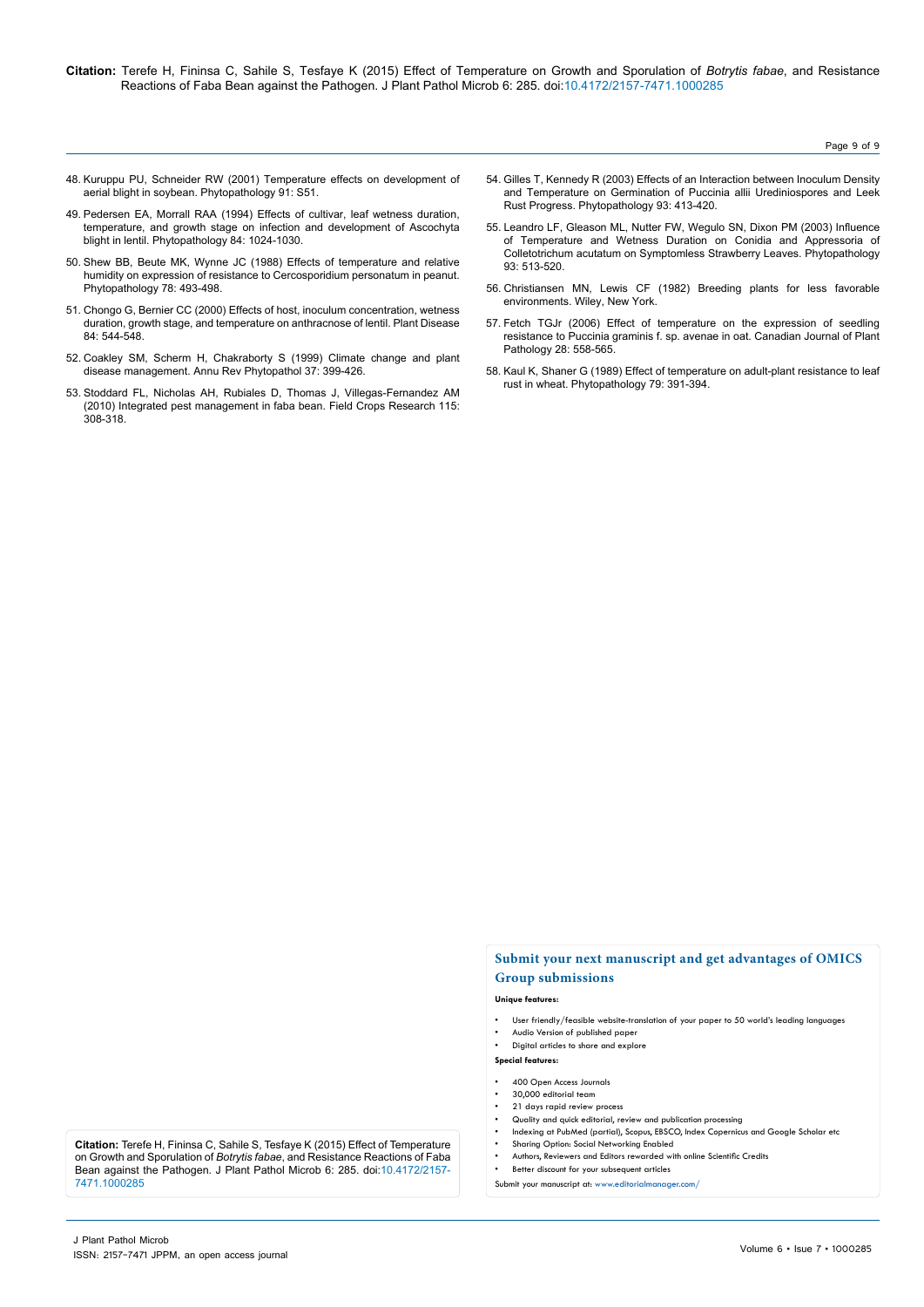48. Kuruppu PU, Schneider RW (2001) Temperature effects on development of aerial blight in soybean. Phytopathology 91: S51.

49. Pedersen EA, Morrall RAA (1994) Effects of cultivar, leaf wetness duration, temperature, and growth stage on infection and development of Ascochyta blight in lentil. Phytopathology 84: 1024-1030.

50. Shew BB, Beute MK, Wynne JC (1988) Effects of temperature and relative humidity on expression of resistance to Cercosporidium personatum in peanut. Phytopathology 78: 493-498.

51. Chongo G, Bernier CC (2000) Effects of host, inoculum concentration, wetness duration, growth stage, and temperature on anthracnose of lentil. Plant Disease 84: 544-548.

52. Coakley SM, Scherm H, Chakraborty S (1999) Climate change and plant disease management. Annu Rev Phytopathol 37: 399-426.

53. Stoddard FL, Nicholas AH, Rubiales D, Thomas J, Villegas-Fernandez AM (2010) Integrated pest management in faba bean. Field Crops Research 115: 308-318.

54. Gilles T, Kennedy R (2003) Effects of an Interaction between Inoculum Density and Temperature on Germination of Puccinia allii Urediniospores and Leek Rust Progress. Phytopathology 93: 413-420.

55. Leandro LF, Gleason ML, Nutter FW, Wegulo SN, Dixon PM (2003) Influence of Temperature and Wetness Duration on Conidia and Appressoria of Colletotrichum acutatum on Symptomless Strawberry Leaves. Phytopathology 93: 513-520.

56. Christiansen MN, Lewis CF (1982) Breeding plants for less favorable environments. Wiley, New York.

57. Fetch TGJr (2006) Effect of temperature on the expression of seedling resistance to Puccinia graminis f. sp. avenae in oat. Canadian Journal of Plant Pathology 28: 558-565.

58. Kaul K, Shaner G (1989) Effect of temperature on adult-plant resistance to leaf rust in wheat. Phytopathology 79: 391-394.

**Submit your next manuscript and get advantages of OMICS Group submissions**

**Unique features:**

- User friendly/feasible website-translation of your paper to 50 world's leading languages
- Audio Version of published paper
- Digital articles to share and explore

**Special features:**

- 400 Open Access Journals
- 30,000 editorial team
- 21 days rapid review process
- Quality and quick editorial, review and publication processing
- Indexing at PubMed (partial), Scopus, EBSCO, Index Copernicus and Google Scholar etc
- Sharing Option: Social Networking Enabled
- Authors, Reviewers and Editors rewarded with online Scientific Credits
- Better discount for your subsequent articles

Submit your manuscript at: www.editorialmanager.com/

**Citation:** Terefe H, Fininsa C, Sahile S, Tesfaye K (2015) Effect of Temperature on Growth and Sporulation of *Botrytis fabae*, and Resistance Reactions of Faba Bean against the Pathogen. J Plant Pathol Microb 6: 285. doi:10.4172/2157-7471.1000285